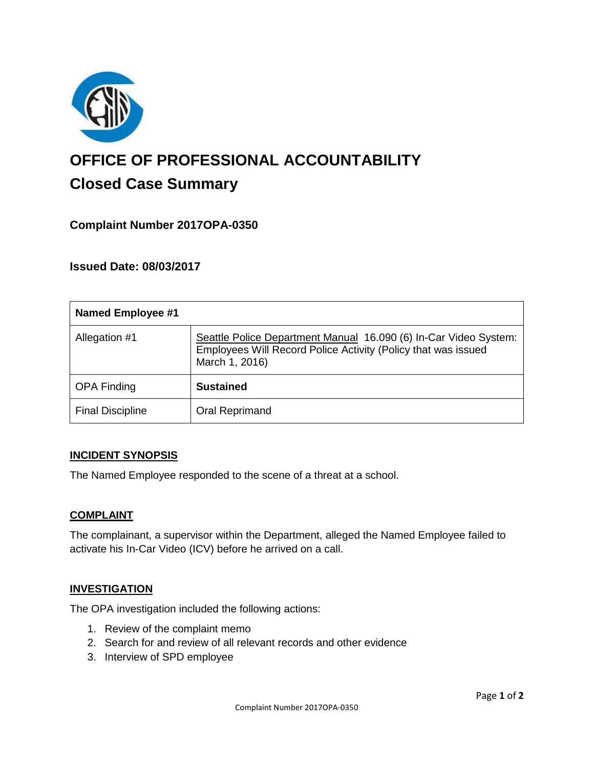# OFFICE OF PROFESSIONAL ACCOUNTABILITY

## Closed Case Summary

### Complaint Number 2017OPA-0350

### Issued Date: 08/03/2017

| Named Employee #1 | |
|---|---|
| Allegation #1 | Seattle Police Department Manual 16.090 (6) In-Car Video System: Employees Will Record Police Activity (Policy that was issued March 1, 2016) |
| OPA Finding | **Sustained** |
| Final Discipline | Oral Reprimand |

**INCIDENT SYNOPSIS**

The Named Employee responded to the scene of a threat at a school.

**COMPLAINT**

The complainant, a supervisor within the Department, alleged the Named Employee failed to activate his In-Car Video (ICV) before he arrived on a call.

**INVESTIGATION**

The OPA investigation included the following actions:

1. Review of the complaint memo
2. Search for and review of all relevant records and other evidence
3. Interview of SPD employee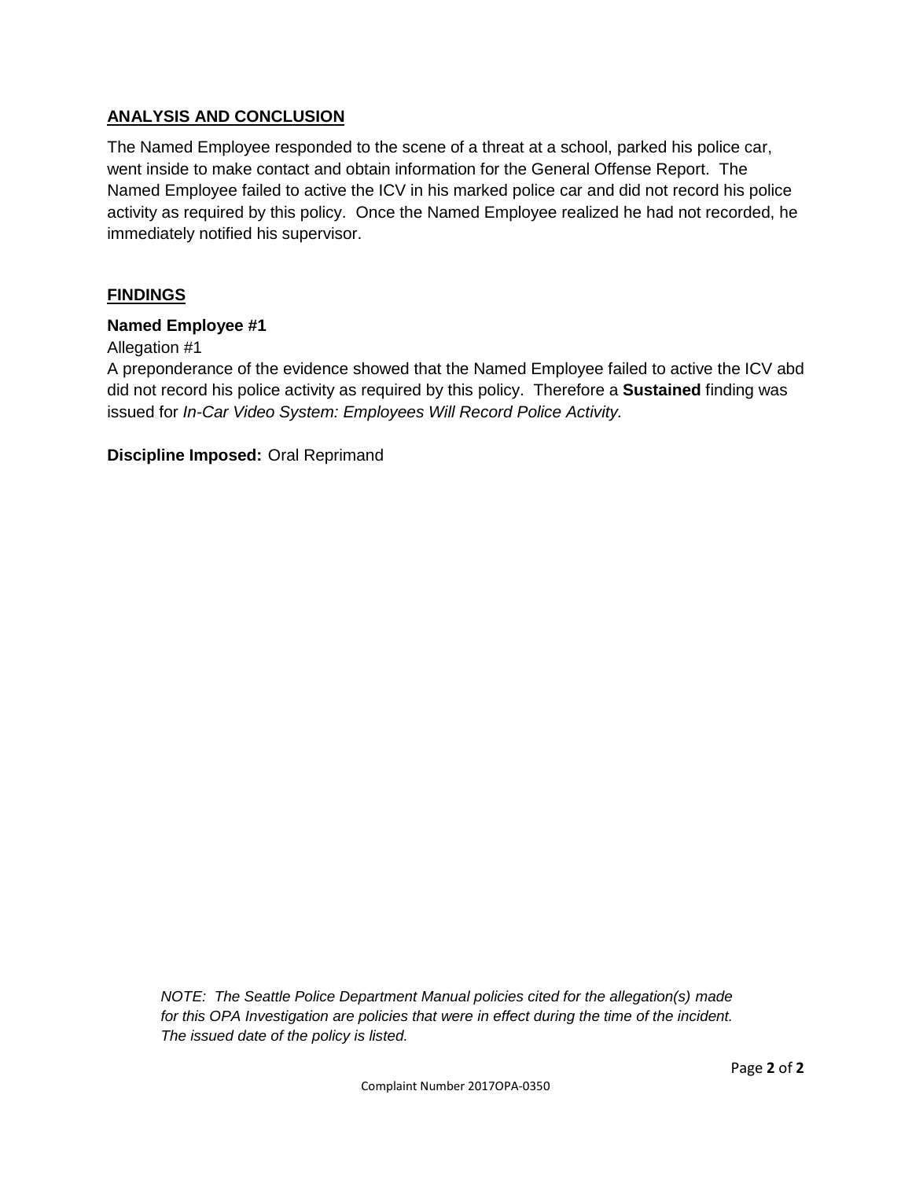## ANALYSIS AND CONCLUSION

The Named Employee responded to the scene of a threat at a school, parked his police car, went inside to make contact and obtain information for the General Offense Report. The Named Employee failed to active the ICV in his marked police car and did not record his police activity as required by this policy. Once the Named Employee realized he had not recorded, he immediately notified his supervisor.

## FINDINGS

**Named Employee #1**

Allegation #1

A preponderance of the evidence showed that the Named Employee failed to active the ICV abd did not record his police activity as required by this policy. Therefore a **Sustained** finding was issued for *In-Car Video System: Employees Will Record Police Activity.*

**Discipline Imposed:** Oral Reprimand

*NOTE: The Seattle Police Department Manual policies cited for the allegation(s) made for this OPA Investigation are policies that were in effect during the time of the incident. The issued date of the policy is listed.*

Complaint Number 2017OPA-0350